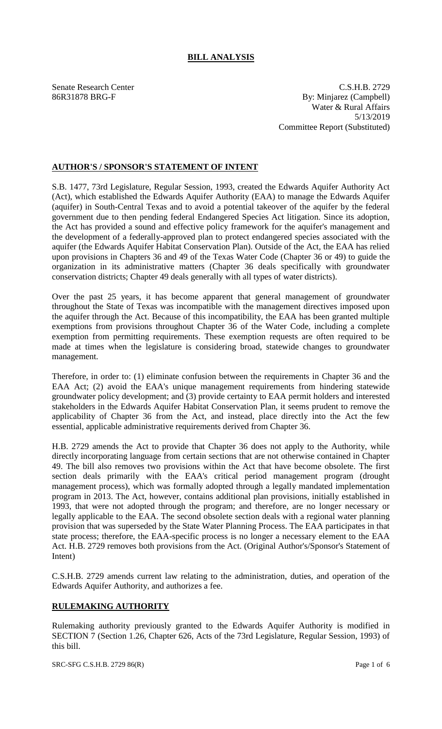# BILL ANALYSIS

Senate Research Center
86R31878 BRG-F

C.S.H.B. 2729
By: Minjarez (Campbell)
Water & Rural Affairs
5/13/2019
Committee Report (Substituted)

## AUTHOR'S / SPONSOR'S STATEMENT OF INTENT

S.B. 1477, 73rd Legislature, Regular Session, 1993, created the Edwards Aquifer Authority Act (Act), which established the Edwards Aquifer Authority (EAA) to manage the Edwards Aquifer (aquifer) in South-Central Texas and to avoid a potential takeover of the aquifer by the federal government due to then pending federal Endangered Species Act litigation. Since its adoption, the Act has provided a sound and effective policy framework for the aquifer's management and the development of a federally-approved plan to protect endangered species associated with the aquifer (the Edwards Aquifer Habitat Conservation Plan). Outside of the Act, the EAA has relied upon provisions in Chapters 36 and 49 of the Texas Water Code (Chapter 36 or 49) to guide the organization in its administrative matters (Chapter 36 deals specifically with groundwater conservation districts; Chapter 49 deals generally with all types of water districts).

Over the past 25 years, it has become apparent that general management of groundwater throughout the State of Texas was incompatible with the management directives imposed upon the aquifer through the Act. Because of this incompatibility, the EAA has been granted multiple exemptions from provisions throughout Chapter 36 of the Water Code, including a complete exemption from permitting requirements. These exemption requests are often required to be made at times when the legislature is considering broad, statewide changes to groundwater management.

Therefore, in order to: (1) eliminate confusion between the requirements in Chapter 36 and the EAA Act; (2) avoid the EAA's unique management requirements from hindering statewide groundwater policy development; and (3) provide certainty to EAA permit holders and interested stakeholders in the Edwards Aquifer Habitat Conservation Plan, it seems prudent to remove the applicability of Chapter 36 from the Act, and instead, place directly into the Act the few essential, applicable administrative requirements derived from Chapter 36.

H.B. 2729 amends the Act to provide that Chapter 36 does not apply to the Authority, while directly incorporating language from certain sections that are not otherwise contained in Chapter 49. The bill also removes two provisions within the Act that have become obsolete. The first section deals primarily with the EAA's critical period management program (drought management process), which was formally adopted through a legally mandated implementation program in 2013. The Act, however, contains additional plan provisions, initially established in 1993, that were not adopted through the program; and therefore, are no longer necessary or legally applicable to the EAA. The second obsolete section deals with a regional water planning provision that was superseded by the State Water Planning Process. The EAA participates in that state process; therefore, the EAA-specific process is no longer a necessary element to the EAA Act. H.B. 2729 removes both provisions from the Act. (Original Author's/Sponsor's Statement of Intent)

C.S.H.B. 2729 amends current law relating to the administration, duties, and operation of the Edwards Aquifer Authority, and authorizes a fee.

## RULEMAKING AUTHORITY

Rulemaking authority previously granted to the Edwards Aquifer Authority is modified in SECTION 7 (Section 1.26, Chapter 626, Acts of the 73rd Legislature, Regular Session, 1993) of this bill.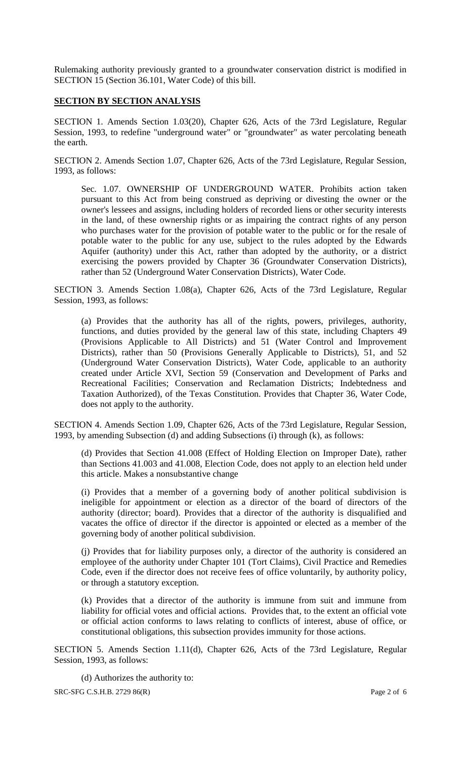Rulemaking authority previously granted to a groundwater conservation district is modified in SECTION 15 (Section 36.101, Water Code) of this bill.

## SECTION BY SECTION ANALYSIS

SECTION 1. Amends Section 1.03(20), Chapter 626, Acts of the 73rd Legislature, Regular Session, 1993, to redefine "underground water" or "groundwater" as water percolating beneath the earth.

SECTION 2. Amends Section 1.07, Chapter 626, Acts of the 73rd Legislature, Regular Session, 1993, as follows:

Sec. 1.07. OWNERSHIP OF UNDERGROUND WATER. Prohibits action taken pursuant to this Act from being construed as depriving or divesting the owner or the owner's lessees and assigns, including holders of recorded liens or other security interests in the land, of these ownership rights or as impairing the contract rights of any person who purchases water for the provision of potable water to the public or for the resale of potable water to the public for any use, subject to the rules adopted by the Edwards Aquifer (authority) under this Act, rather than adopted by the authority, or a district exercising the powers provided by Chapter 36 (Groundwater Conservation Districts), rather than 52 (Underground Water Conservation Districts), Water Code.

SECTION 3. Amends Section 1.08(a), Chapter 626, Acts of the 73rd Legislature, Regular Session, 1993, as follows:

(a) Provides that the authority has all of the rights, powers, privileges, authority, functions, and duties provided by the general law of this state, including Chapters 49 (Provisions Applicable to All Districts) and 51 (Water Control and Improvement Districts), rather than 50 (Provisions Generally Applicable to Districts), 51, and 52 (Underground Water Conservation Districts), Water Code, applicable to an authority created under Article XVI, Section 59 (Conservation and Development of Parks and Recreational Facilities; Conservation and Reclamation Districts; Indebtedness and Taxation Authorized), of the Texas Constitution. Provides that Chapter 36, Water Code, does not apply to the authority.

SECTION 4. Amends Section 1.09, Chapter 626, Acts of the 73rd Legislature, Regular Session, 1993, by amending Subsection (d) and adding Subsections (i) through (k), as follows:

(d) Provides that Section 41.008 (Effect of Holding Election on Improper Date), rather than Sections 41.003 and 41.008, Election Code, does not apply to an election held under this article. Makes a nonsubstantive change

(i) Provides that a member of a governing body of another political subdivision is ineligible for appointment or election as a director of the board of directors of the authority (director; board). Provides that a director of the authority is disqualified and vacates the office of director if the director is appointed or elected as a member of the governing body of another political subdivision.

(j) Provides that for liability purposes only, a director of the authority is considered an employee of the authority under Chapter 101 (Tort Claims), Civil Practice and Remedies Code, even if the director does not receive fees of office voluntarily, by authority policy, or through a statutory exception.

(k) Provides that a director of the authority is immune from suit and immune from liability for official votes and official actions. Provides that, to the extent an official vote or official action conforms to laws relating to conflicts of interest, abuse of office, or constitutional obligations, this subsection provides immunity for those actions.

SECTION 5. Amends Section 1.11(d), Chapter 626, Acts of the 73rd Legislature, Regular Session, 1993, as follows:

(d) Authorizes the authority to: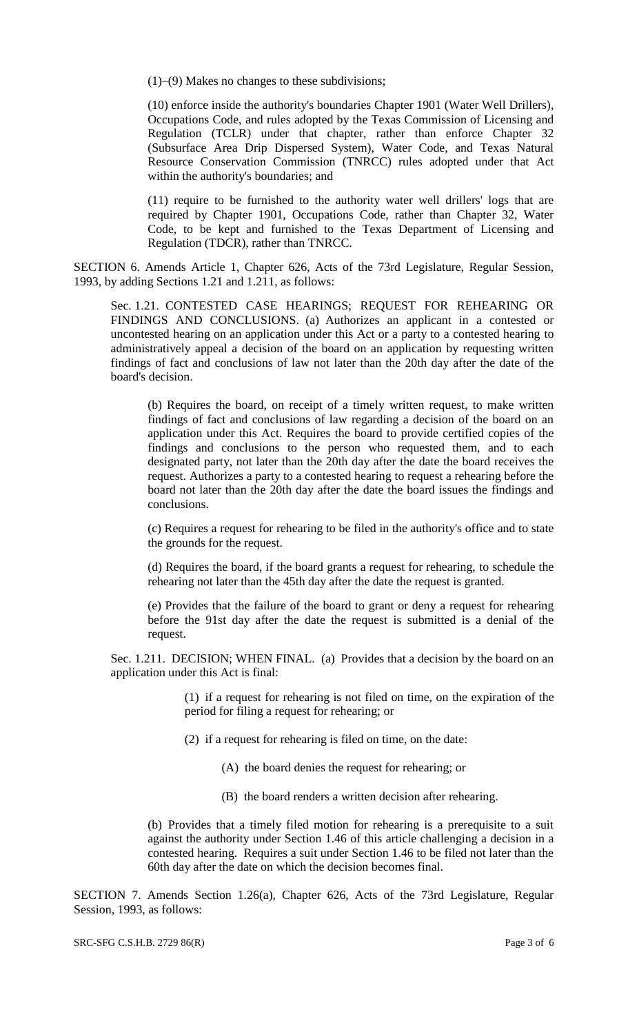(1)–(9) Makes no changes to these subdivisions;

(10) enforce inside the authority's boundaries Chapter 1901 (Water Well Drillers), Occupations Code, and rules adopted by the Texas Commission of Licensing and Regulation (TCLR) under that chapter, rather than enforce Chapter 32 (Subsurface Area Drip Dispersed System), Water Code, and Texas Natural Resource Conservation Commission (TNRCC) rules adopted under that Act within the authority's boundaries; and

(11) require to be furnished to the authority water well drillers' logs that are required by Chapter 1901, Occupations Code, rather than Chapter 32, Water Code, to be kept and furnished to the Texas Department of Licensing and Regulation (TDCR), rather than TNRCC.

SECTION 6. Amends Article 1, Chapter 626, Acts of the 73rd Legislature, Regular Session, 1993, by adding Sections 1.21 and 1.211, as follows:

Sec. 1.21. CONTESTED CASE HEARINGS; REQUEST FOR REHEARING OR FINDINGS AND CONCLUSIONS. (a) Authorizes an applicant in a contested or uncontested hearing on an application under this Act or a party to a contested hearing to administratively appeal a decision of the board on an application by requesting written findings of fact and conclusions of law not later than the 20th day after the date of the board's decision.

(b) Requires the board, on receipt of a timely written request, to make written findings of fact and conclusions of law regarding a decision of the board on an application under this Act. Requires the board to provide certified copies of the findings and conclusions to the person who requested them, and to each designated party, not later than the 20th day after the date the board receives the request. Authorizes a party to a contested hearing to request a rehearing before the board not later than the 20th day after the date the board issues the findings and conclusions.

(c) Requires a request for rehearing to be filed in the authority's office and to state the grounds for the request.

(d) Requires the board, if the board grants a request for rehearing, to schedule the rehearing not later than the 45th day after the date the request is granted.

(e) Provides that the failure of the board to grant or deny a request for rehearing before the 91st day after the date the request is submitted is a denial of the request.

Sec. 1.211. DECISION; WHEN FINAL. (a) Provides that a decision by the board on an application under this Act is final:

(1) if a request for rehearing is not filed on time, on the expiration of the period for filing a request for rehearing; or

(2) if a request for rehearing is filed on time, on the date:

(A) the board denies the request for rehearing; or

(B) the board renders a written decision after rehearing.

(b) Provides that a timely filed motion for rehearing is a prerequisite to a suit against the authority under Section 1.46 of this article challenging a decision in a contested hearing. Requires a suit under Section 1.46 to be filed not later than the 60th day after the date on which the decision becomes final.

SECTION 7. Amends Section 1.26(a), Chapter 626, Acts of the 73rd Legislature, Regular Session, 1993, as follows: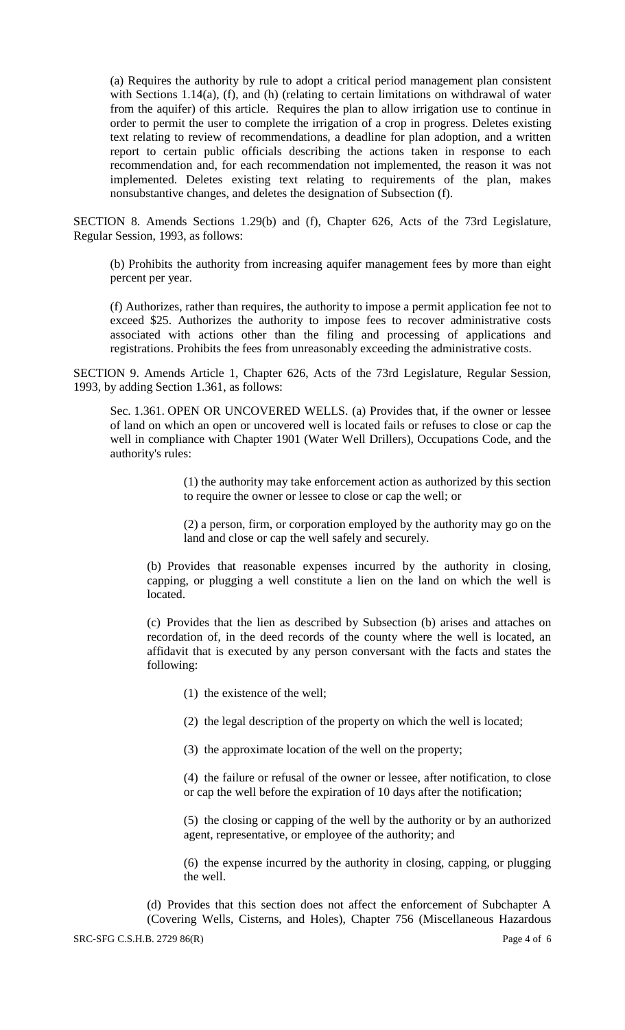(a) Requires the authority by rule to adopt a critical period management plan consistent with Sections 1.14(a), (f), and (h) (relating to certain limitations on withdrawal of water from the aquifer) of this article. Requires the plan to allow irrigation use to continue in order to permit the user to complete the irrigation of a crop in progress. Deletes existing text relating to review of recommendations, a deadline for plan adoption, and a written report to certain public officials describing the actions taken in response to each recommendation and, for each recommendation not implemented, the reason it was not implemented. Deletes existing text relating to requirements of the plan, makes nonsubstantive changes, and deletes the designation of Subsection (f).

SECTION 8. Amends Sections 1.29(b) and (f), Chapter 626, Acts of the 73rd Legislature, Regular Session, 1993, as follows:

(b) Prohibits the authority from increasing aquifer management fees by more than eight percent per year.

(f) Authorizes, rather than requires, the authority to impose a permit application fee not to exceed $25. Authorizes the authority to impose fees to recover administrative costs associated with actions other than the filing and processing of applications and registrations. Prohibits the fees from unreasonably exceeding the administrative costs.

SECTION 9. Amends Article 1, Chapter 626, Acts of the 73rd Legislature, Regular Session, 1993, by adding Section 1.361, as follows:

Sec. 1.361. OPEN OR UNCOVERED WELLS. (a) Provides that, if the owner or lessee of land on which an open or uncovered well is located fails or refuses to close or cap the well in compliance with Chapter 1901 (Water Well Drillers), Occupations Code, and the authority's rules:

(1) the authority may take enforcement action as authorized by this section to require the owner or lessee to close or cap the well; or

(2) a person, firm, or corporation employed by the authority may go on the land and close or cap the well safely and securely.

(b) Provides that reasonable expenses incurred by the authority in closing, capping, or plugging a well constitute a lien on the land on which the well is located.

(c) Provides that the lien as described by Subsection (b) arises and attaches on recordation of, in the deed records of the county where the well is located, an affidavit that is executed by any person conversant with the facts and states the following:

(1) the existence of the well;

(2) the legal description of the property on which the well is located;

(3) the approximate location of the well on the property;

(4) the failure or refusal of the owner or lessee, after notification, to close or cap the well before the expiration of 10 days after the notification;

(5) the closing or capping of the well by the authority or by an authorized agent, representative, or employee of the authority; and

(6) the expense incurred by the authority in closing, capping, or plugging the well.

(d) Provides that this section does not affect the enforcement of Subchapter A (Covering Wells, Cisterns, and Holes), Chapter 756 (Miscellaneous Hazardous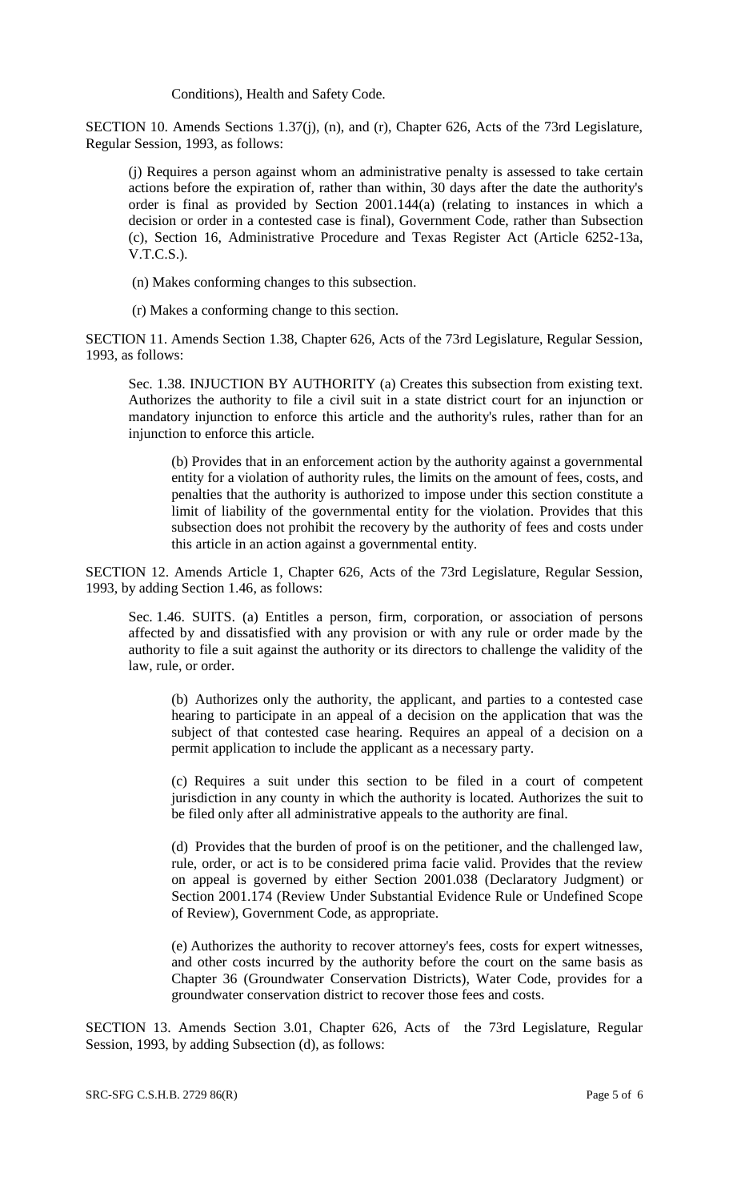Conditions), Health and Safety Code.

SECTION 10. Amends Sections 1.37(j), (n), and (r), Chapter 626, Acts of the 73rd Legislature, Regular Session, 1993, as follows:

(j) Requires a person against whom an administrative penalty is assessed to take certain actions before the expiration of, rather than within, 30 days after the date the authority's order is final as provided by Section 2001.144(a) (relating to instances in which a decision or order in a contested case is final), Government Code, rather than Subsection (c), Section 16, Administrative Procedure and Texas Register Act (Article 6252-13a, V.T.C.S.).

(n) Makes conforming changes to this subsection.

(r) Makes a conforming change to this section.

SECTION 11. Amends Section 1.38, Chapter 626, Acts of the 73rd Legislature, Regular Session, 1993, as follows:

Sec. 1.38. INJUCTION BY AUTHORITY (a) Creates this subsection from existing text. Authorizes the authority to file a civil suit in a state district court for an injunction or mandatory injunction to enforce this article and the authority's rules, rather than for an injunction to enforce this article.

(b) Provides that in an enforcement action by the authority against a governmental entity for a violation of authority rules, the limits on the amount of fees, costs, and penalties that the authority is authorized to impose under this section constitute a limit of liability of the governmental entity for the violation. Provides that this subsection does not prohibit the recovery by the authority of fees and costs under this article in an action against a governmental entity.

SECTION 12. Amends Article 1, Chapter 626, Acts of the 73rd Legislature, Regular Session, 1993, by adding Section 1.46, as follows:

Sec. 1.46. SUITS. (a) Entitles a person, firm, corporation, or association of persons affected by and dissatisfied with any provision or with any rule or order made by the authority to file a suit against the authority or its directors to challenge the validity of the law, rule, or order.

(b) Authorizes only the authority, the applicant, and parties to a contested case hearing to participate in an appeal of a decision on the application that was the subject of that contested case hearing. Requires an appeal of a decision on a permit application to include the applicant as a necessary party.

(c) Requires a suit under this section to be filed in a court of competent jurisdiction in any county in which the authority is located. Authorizes the suit to be filed only after all administrative appeals to the authority are final.

(d) Provides that the burden of proof is on the petitioner, and the challenged law, rule, order, or act is to be considered prima facie valid. Provides that the review on appeal is governed by either Section 2001.038 (Declaratory Judgment) or Section 2001.174 (Review Under Substantial Evidence Rule or Undefined Scope of Review), Government Code, as appropriate.

(e) Authorizes the authority to recover attorney's fees, costs for expert witnesses, and other costs incurred by the authority before the court on the same basis as Chapter 36 (Groundwater Conservation Districts), Water Code, provides for a groundwater conservation district to recover those fees and costs.

SECTION 13. Amends Section 3.01, Chapter 626, Acts of the 73rd Legislature, Regular Session, 1993, by adding Subsection (d), as follows: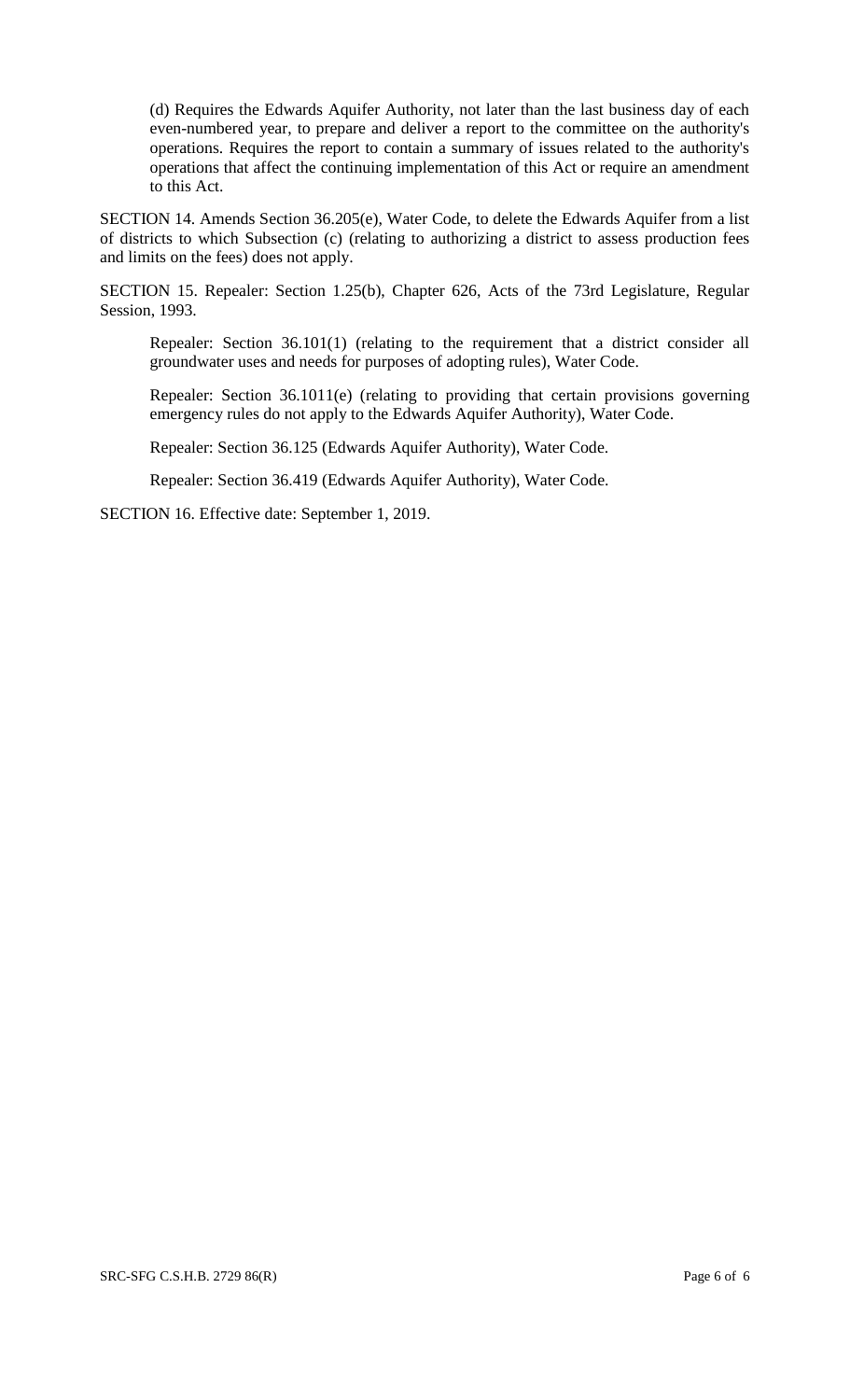(d) Requires the Edwards Aquifer Authority, not later than the last business day of each even-numbered year, to prepare and deliver a report to the committee on the authority's operations. Requires the report to contain a summary of issues related to the authority's operations that affect the continuing implementation of this Act or require an amendment to this Act.

SECTION 14. Amends Section 36.205(e), Water Code, to delete the Edwards Aquifer from a list of districts to which Subsection (c) (relating to authorizing a district to assess production fees and limits on the fees) does not apply.

SECTION 15. Repealer: Section 1.25(b), Chapter 626, Acts of the 73rd Legislature, Regular Session, 1993.

Repealer: Section 36.101(1) (relating to the requirement that a district consider all groundwater uses and needs for purposes of adopting rules), Water Code.

Repealer: Section 36.1011(e) (relating to providing that certain provisions governing emergency rules do not apply to the Edwards Aquifer Authority), Water Code.

Repealer: Section 36.125 (Edwards Aquifer Authority), Water Code.

Repealer: Section 36.419 (Edwards Aquifer Authority), Water Code.

SECTION 16. Effective date: September 1, 2019.